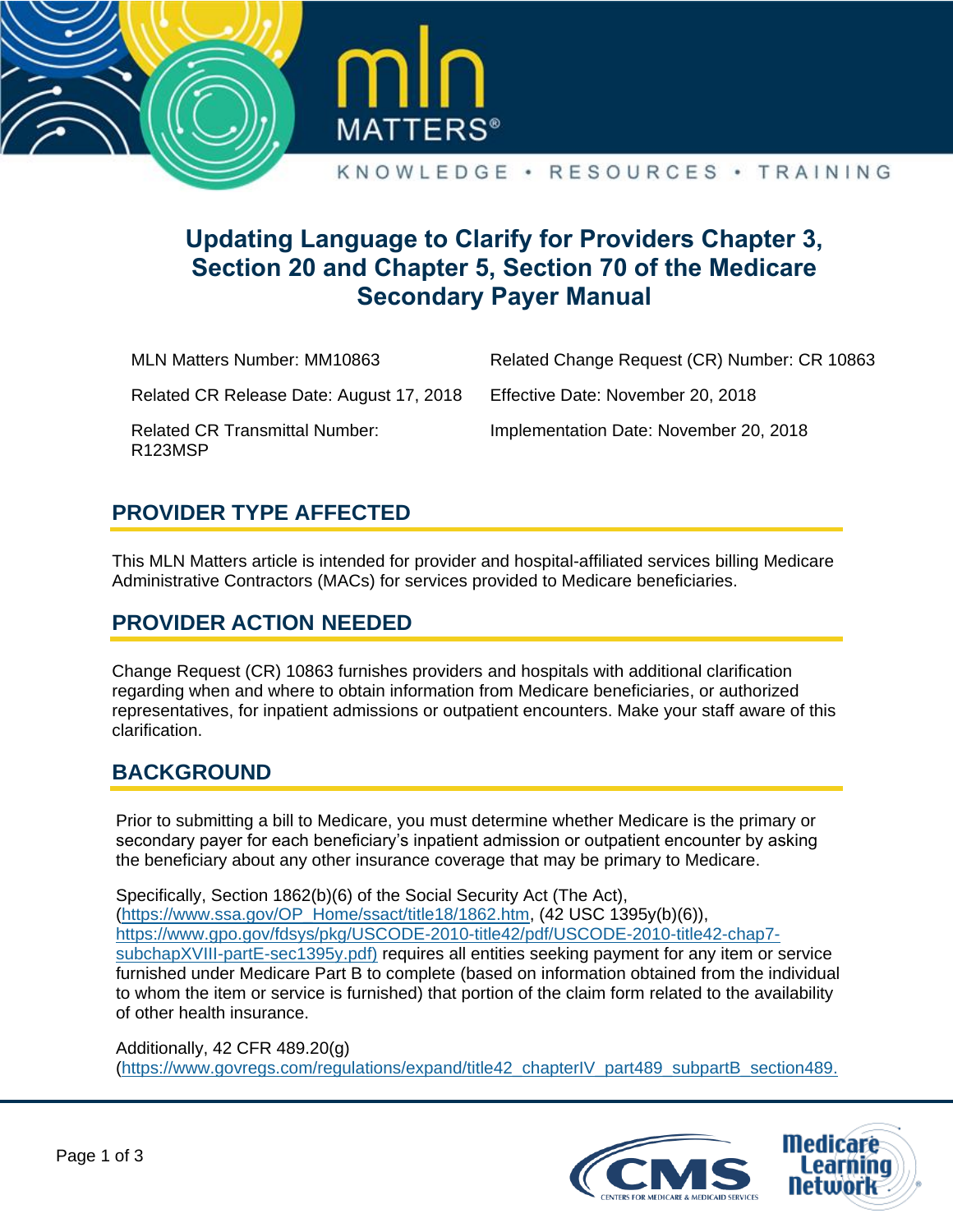# Updating Language to Clarify for Providers Chapter 3, Section 20 and Chapter 5, Section 70 of the Medicare Secondary Payer Manual

| | |
|---|---|
| MLN Matters Number: MM10863 | Related Change Request (CR) Number: CR 10863 |
| Related CR Release Date: August 17, 2018 | Effective Date: November 20, 2018 |
| Related CR Transmittal Number: R123MSP | Implementation Date: November 20, 2018 |

## PROVIDER TYPE AFFECTED

This MLN Matters article is intended for provider and hospital-affiliated services billing Medicare Administrative Contractors (MACs) for services provided to Medicare beneficiaries.

## PROVIDER ACTION NEEDED

Change Request (CR) 10863 furnishes providers and hospitals with additional clarification regarding when and where to obtain information from Medicare beneficiaries, or authorized representatives, for inpatient admissions or outpatient encounters. Make your staff aware of this clarification.

## BACKGROUND

Prior to submitting a bill to Medicare, you must determine whether Medicare is the primary or secondary payer for each beneficiary's inpatient admission or outpatient encounter by asking the beneficiary about any other insurance coverage that may be primary to Medicare.

Specifically, Section 1862(b)(6) of the Social Security Act (The Act), (https://www.ssa.gov/OP_Home/ssact/title18/1862.htm, (42 USC 1395y(b)(6)), https://www.gpo.gov/fdsys/pkg/USCODE-2010-title42/pdf/USCODE-2010-title42-chap7-subchapXVIII-partE-sec1395y.pdf) requires all entities seeking payment for any item or service furnished under Medicare Part B to complete (based on information obtained from the individual to whom the item or service is furnished) that portion of the claim form related to the availability of other health insurance.

Additionally, 42 CFR 489.20(g) (https://www.govregs.com/regulations/expand/title42_chapterIV_part489_subpartB_section489.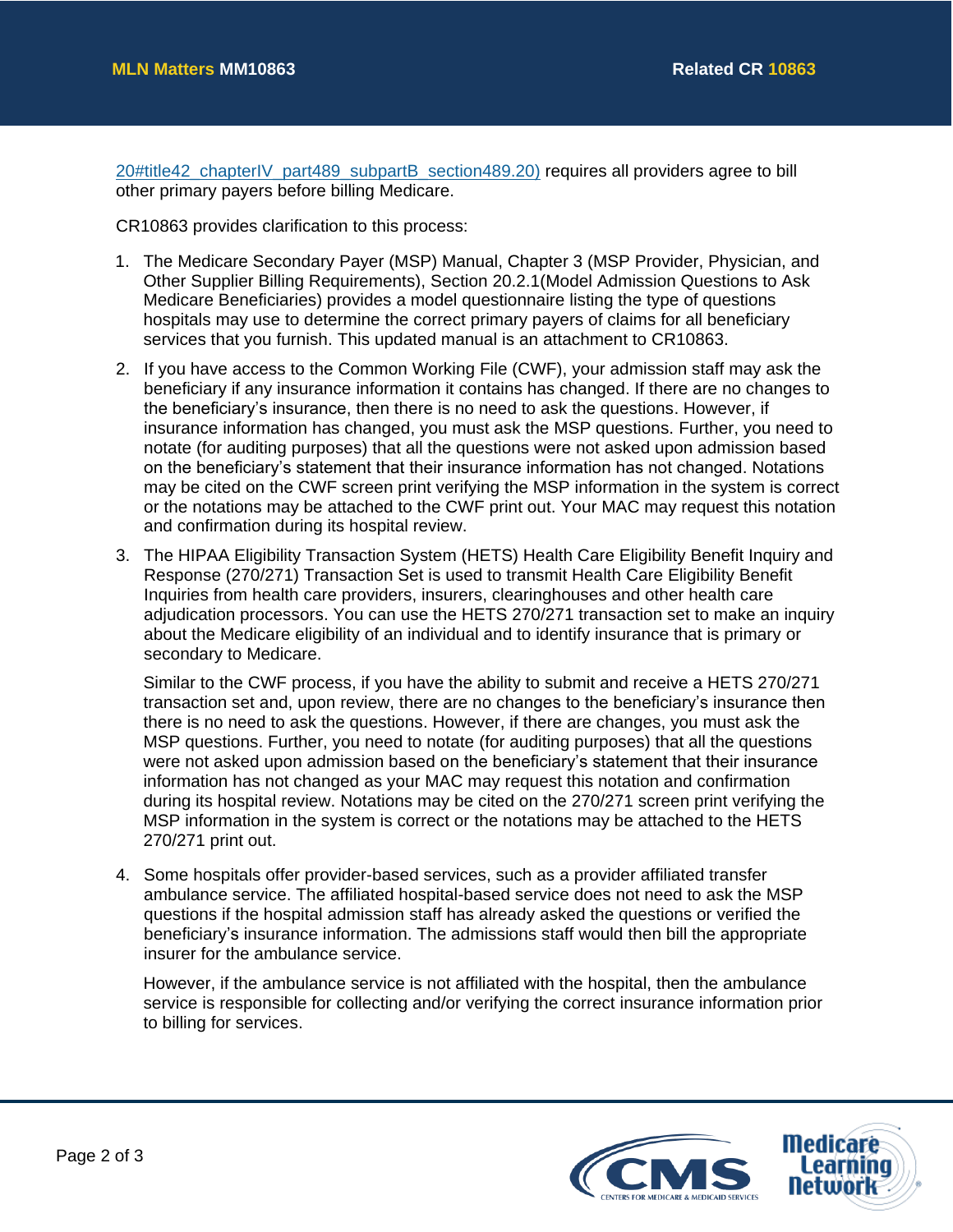20#title42_chapterIV_part489_subpartB_section489.20) requires all providers agree to bill other primary payers before billing Medicare.

CR10863 provides clarification to this process:

1. The Medicare Secondary Payer (MSP) Manual, Chapter 3 (MSP Provider, Physician, and Other Supplier Billing Requirements), Section 20.2.1(Model Admission Questions to Ask Medicare Beneficiaries) provides a model questionnaire listing the type of questions hospitals may use to determine the correct primary payers of claims for all beneficiary services that you furnish. This updated manual is an attachment to CR10863.

2. If you have access to the Common Working File (CWF), your admission staff may ask the beneficiary if any insurance information it contains has changed. If there are no changes to the beneficiary's insurance, then there is no need to ask the questions. However, if insurance information has changed, you must ask the MSP questions. Further, you need to notate (for auditing purposes) that all the questions were not asked upon admission based on the beneficiary's statement that their insurance information has not changed. Notations may be cited on the CWF screen print verifying the MSP information in the system is correct or the notations may be attached to the CWF print out. Your MAC may request this notation and confirmation during its hospital review.

3. The HIPAA Eligibility Transaction System (HETS) Health Care Eligibility Benefit Inquiry and Response (270/271) Transaction Set is used to transmit Health Care Eligibility Benefit Inquiries from health care providers, insurers, clearinghouses and other health care adjudication processors. You can use the HETS 270/271 transaction set to make an inquiry about the Medicare eligibility of an individual and to identify insurance that is primary or secondary to Medicare.

   Similar to the CWF process, if you have the ability to submit and receive a HETS 270/271 transaction set and, upon review, there are no changes to the beneficiary's insurance then there is no need to ask the questions. However, if there are changes, you must ask the MSP questions. Further, you need to notate (for auditing purposes) that all the questions were not asked upon admission based on the beneficiary's statement that their insurance information has not changed as your MAC may request this notation and confirmation during its hospital review. Notations may be cited on the 270/271 screen print verifying the MSP information in the system is correct or the notations may be attached to the HETS 270/271 print out.

4. Some hospitals offer provider-based services, such as a provider affiliated transfer ambulance service. The affiliated hospital-based service does not need to ask the MSP questions if the hospital admission staff has already asked the questions or verified the beneficiary's insurance information. The admissions staff would then bill the appropriate insurer for the ambulance service.

   However, if the ambulance service is not affiliated with the hospital, then the ambulance service is responsible for collecting and/or verifying the correct insurance information prior to billing for services.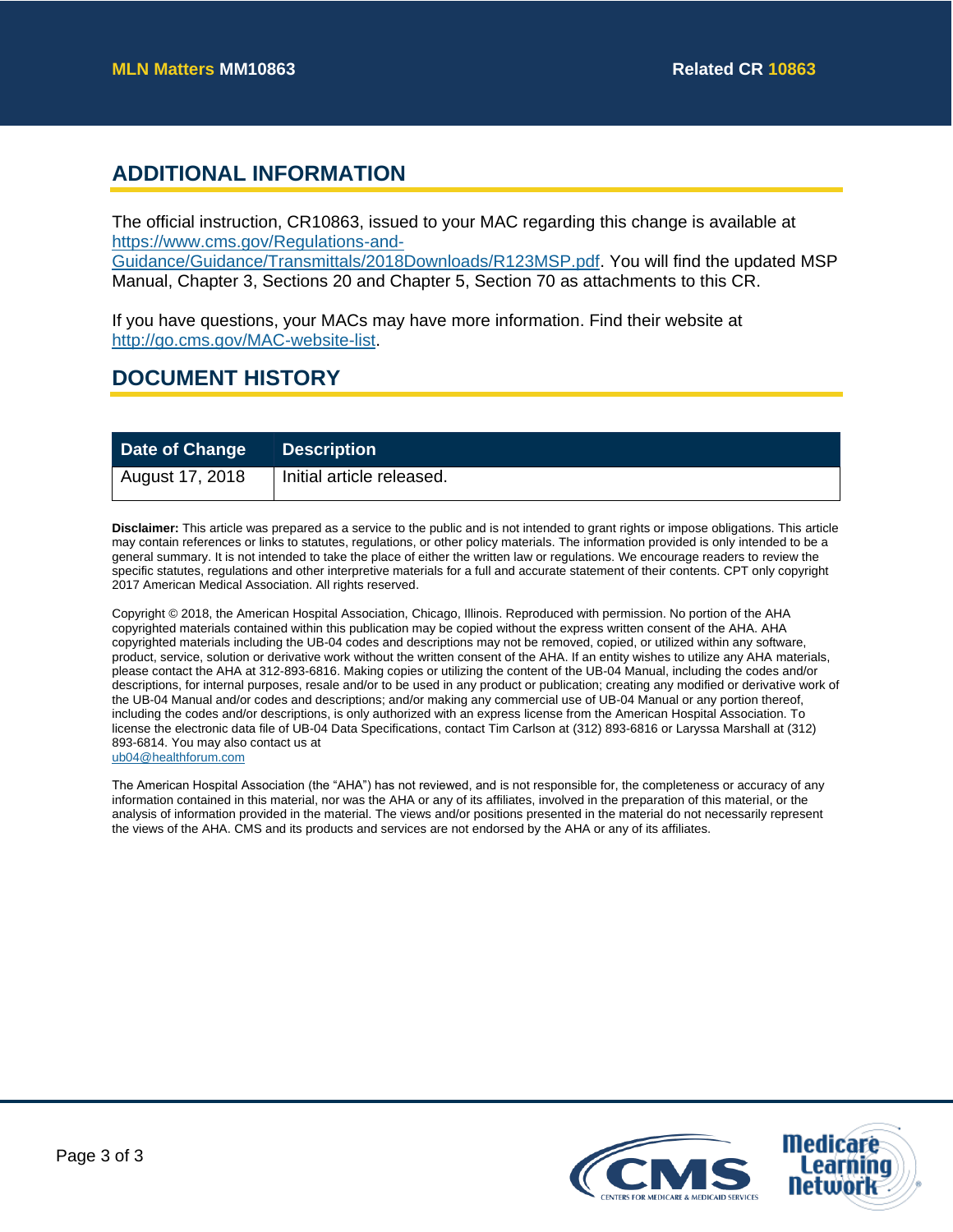## ADDITIONAL INFORMATION

The official instruction, CR10863, issued to your MAC regarding this change is available at https://www.cms.gov/Regulations-and-Guidance/Guidance/Transmittals/2018Downloads/R123MSP.pdf. You will find the updated MSP Manual, Chapter 3, Sections 20 and Chapter 5, Section 70 as attachments to this CR.

If you have questions, your MACs may have more information. Find their website at http://go.cms.gov/MAC-website-list.

## DOCUMENT HISTORY

| Date of Change | Description |
|---|---|
| August 17, 2018 | Initial article released. |

**Disclaimer:** This article was prepared as a service to the public and is not intended to grant rights or impose obligations. This article may contain references or links to statutes, regulations, or other policy materials. The information provided is only intended to be a general summary. It is not intended to take the place of either the written law or regulations. We encourage readers to review the specific statutes, regulations and other interpretive materials for a full and accurate statement of their contents. CPT only copyright 2017 American Medical Association. All rights reserved.

Copyright © 2018, the American Hospital Association, Chicago, Illinois. Reproduced with permission. No portion of the AHA copyrighted materials contained within this publication may be copied without the express written consent of the AHA. AHA copyrighted materials including the UB-04 codes and descriptions may not be removed, copied, or utilized within any software, product, service, solution or derivative work without the written consent of the AHA. If an entity wishes to utilize any AHA materials, please contact the AHA at 312-893-6816. Making copies or utilizing the content of the UB-04 Manual, including the codes and/or descriptions, for internal purposes, resale and/or to be used in any product or publication; creating any modified or derivative work of the UB-04 Manual and/or codes and descriptions; and/or making any commercial use of UB-04 Manual or any portion thereof, including the codes and/or descriptions, is only authorized with an express license from the American Hospital Association. To license the electronic data file of UB-04 Data Specifications, contact Tim Carlson at (312) 893-6816 or Laryssa Marshall at (312) 893-6814. You may also contact us at ub04@healthforum.com

The American Hospital Association (the "AHA") has not reviewed, and is not responsible for, the completeness or accuracy of any information contained in this material, nor was the AHA or any of its affiliates, involved in the preparation of this material, or the analysis of information provided in the material. The views and/or positions presented in the material do not necessarily represent the views of the AHA. CMS and its products and services are not endorsed by the AHA or any of its affiliates.